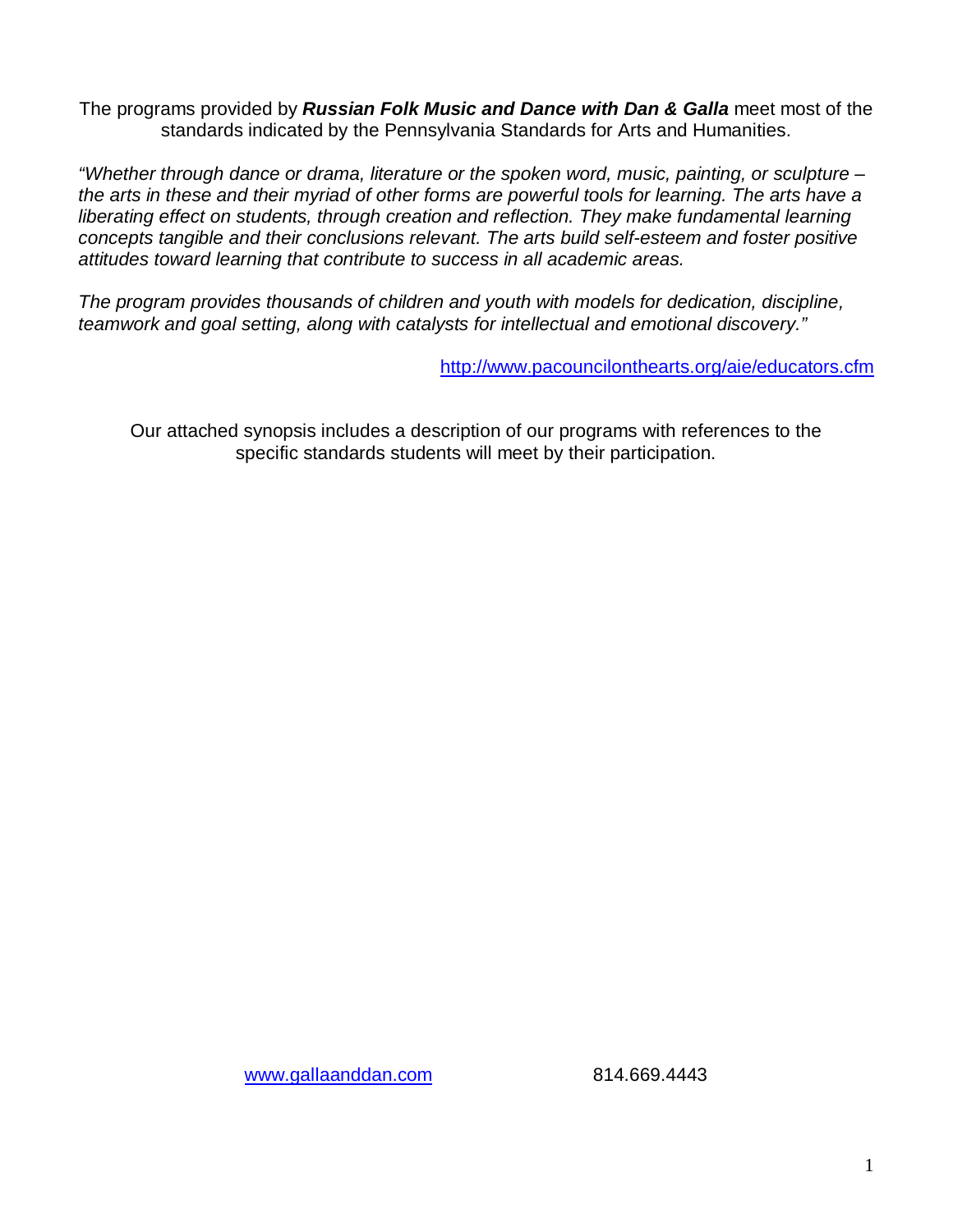The programs provided by ***Russian Folk Music and Dance with Dan & Galla*** meet most of the standards indicated by the Pennsylvania Standards for Arts and Humanities.

*"Whether through dance or drama, literature or the spoken word, music, painting, or sculpture – the arts in these and their myriad of other forms are powerful tools for learning. The arts have a liberating effect on students, through creation and reflection. They make fundamental learning concepts tangible and their conclusions relevant. The arts build self-esteem and foster positive attitudes toward learning that contribute to success in all academic areas.*

*The program provides thousands of children and youth with models for dedication, discipline, teamwork and goal setting, along with catalysts for intellectual and emotional discovery."*

http://www.pacouncilonthearts.org/aie/educators.cfm

Our attached synopsis includes a description of our programs with references to the specific standards students will meet by their participation.

www.gallaanddan.com 814.669.4443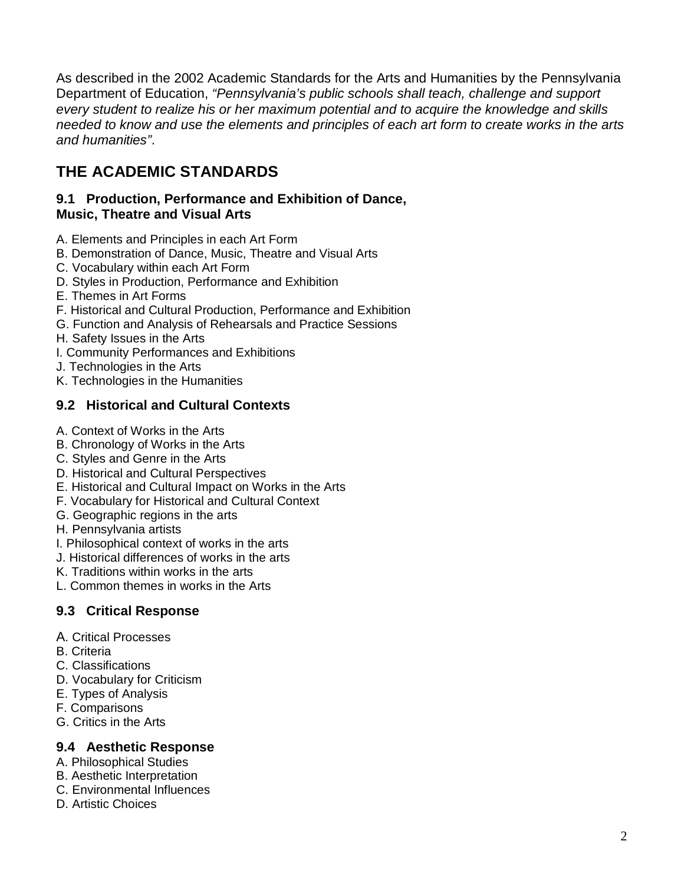As described in the 2002 Academic Standards for the Arts and Humanities by the Pennsylvania Department of Education, *"Pennsylvania's public schools shall teach, challenge and support every student to realize his or her maximum potential and to acquire the knowledge and skills needed to know and use the elements and principles of each art form to create works in the arts and humanities"*.

## THE ACADEMIC STANDARDS

### 9.1 Production, Performance and Exhibition of Dance, Music, Theatre and Visual Arts

A. Elements and Principles in each Art Form
B. Demonstration of Dance, Music, Theatre and Visual Arts
C. Vocabulary within each Art Form
D. Styles in Production, Performance and Exhibition
E. Themes in Art Forms
F. Historical and Cultural Production, Performance and Exhibition
G. Function and Analysis of Rehearsals and Practice Sessions
H. Safety Issues in the Arts
I. Community Performances and Exhibitions
J. Technologies in the Arts
K. Technologies in the Humanities

### 9.2 Historical and Cultural Contexts

A. Context of Works in the Arts
B. Chronology of Works in the Arts
C. Styles and Genre in the Arts
D. Historical and Cultural Perspectives
E. Historical and Cultural Impact on Works in the Arts
F. Vocabulary for Historical and Cultural Context
G. Geographic regions in the arts
H. Pennsylvania artists
I. Philosophical context of works in the arts
J. Historical differences of works in the arts
K. Traditions within works in the arts
L. Common themes in works in the Arts

### 9.3 Critical Response

A. Critical Processes
B. Criteria
C. Classifications
D. Vocabulary for Criticism
E. Types of Analysis
F. Comparisons
G. Critics in the Arts

### 9.4 Aesthetic Response

A. Philosophical Studies
B. Aesthetic Interpretation
C. Environmental Influences
D. Artistic Choices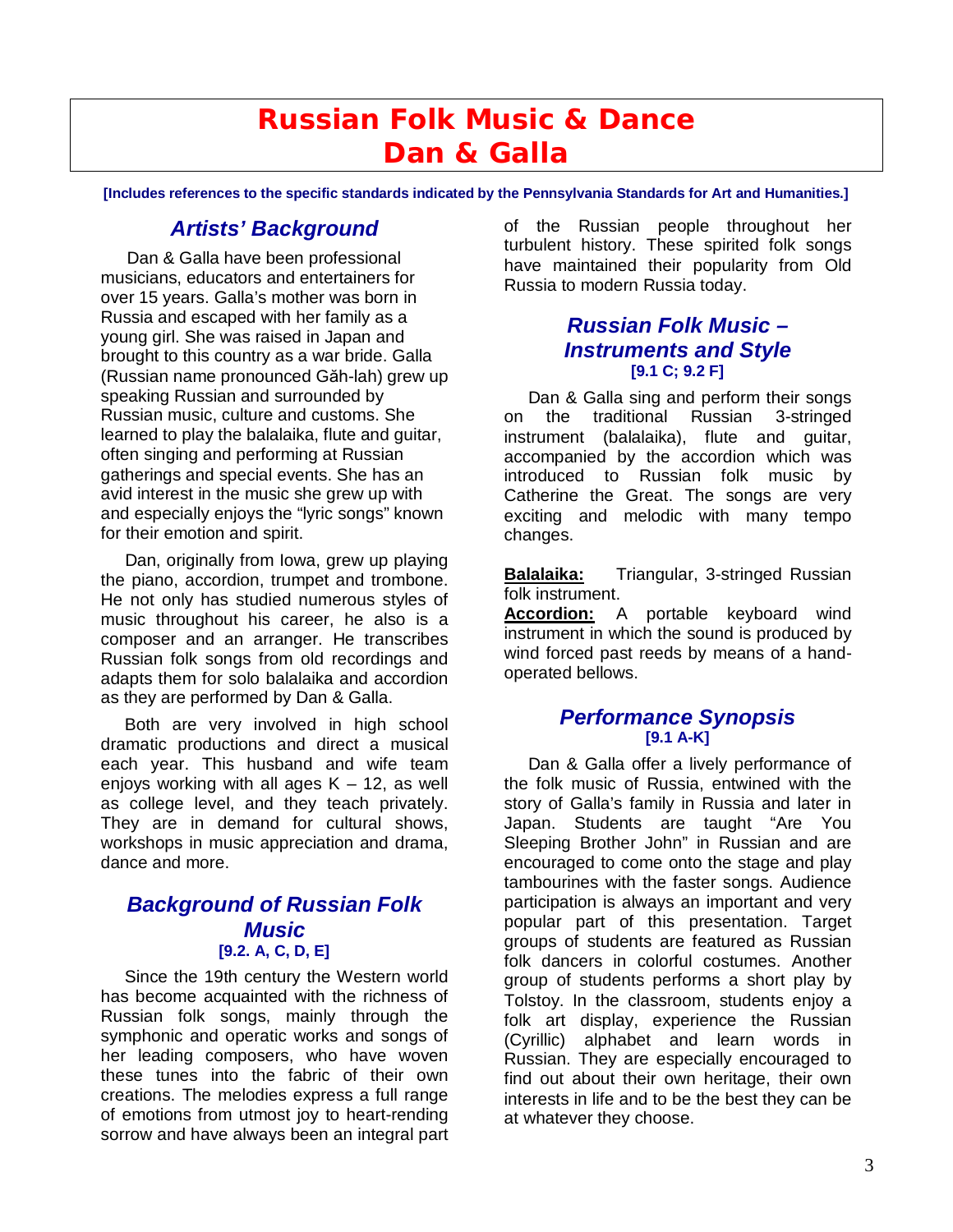# Russian Folk Music & Dance
# Dan & Galla

**[Includes references to the specific standards indicated by the Pennsylvania Standards for Art and Humanities.]**

## *Artists' Background*

Dan & Galla have been professional musicians, educators and entertainers for over 15 years. Galla's mother was born in Russia and escaped with her family as a young girl. She was raised in Japan and brought to this country as a war bride. Galla (Russian name pronounced Găh-lah) grew up speaking Russian and surrounded by Russian music, culture and customs. She learned to play the balalaika, flute and guitar, often singing and performing at Russian gatherings and special events. She has an avid interest in the music she grew up with and especially enjoys the "lyric songs" known for their emotion and spirit.

Dan, originally from Iowa, grew up playing the piano, accordion, trumpet and trombone. He not only has studied numerous styles of music throughout his career, he also is a composer and an arranger. He transcribes Russian folk songs from old recordings and adapts them for solo balalaika and accordion as they are performed by Dan & Galla.

Both are very involved in high school dramatic productions and direct a musical each year. This husband and wife team enjoys working with all ages K – 12, as well as college level, and they teach privately. They are in demand for cultural shows, workshops in music appreciation and drama, dance and more.

## *Background of Russian Folk Music*
**[9.2. A, C, D, E]**

Since the 19th century the Western world has become acquainted with the richness of Russian folk songs, mainly through the symphonic and operatic works and songs of her leading composers, who have woven these tunes into the fabric of their own creations. The melodies express a full range of emotions from utmost joy to heart-rending sorrow and have always been an integral part of the Russian people throughout her turbulent history. These spirited folk songs have maintained their popularity from Old Russia to modern Russia today.

## *Russian Folk Music – Instruments and Style*
**[9.1 C; 9.2 F]**

Dan & Galla sing and perform their songs on the traditional Russian 3-stringed instrument (balalaika), flute and guitar, accompanied by the accordion which was introduced to Russian folk music by Catherine the Great. The songs are very exciting and melodic with many tempo changes.

**Balalaika:** Triangular, 3-stringed Russian folk instrument.
**Accordion:** A portable keyboard wind instrument in which the sound is produced by wind forced past reeds by means of a hand-operated bellows.

## *Performance Synopsis*
**[9.1 A-K]**

Dan & Galla offer a lively performance of the folk music of Russia, entwined with the story of Galla's family in Russia and later in Japan. Students are taught "Are You Sleeping Brother John" in Russian and are encouraged to come onto the stage and play tambourines with the faster songs. Audience participation is always an important and very popular part of this presentation. Target groups of students are featured as Russian folk dancers in colorful costumes. Another group of students performs a short play by Tolstoy. In the classroom, students enjoy a folk art display, experience the Russian (Cyrillic) alphabet and learn words in Russian. They are especially encouraged to find out about their own heritage, their own interests in life and to be the best they can be at whatever they choose.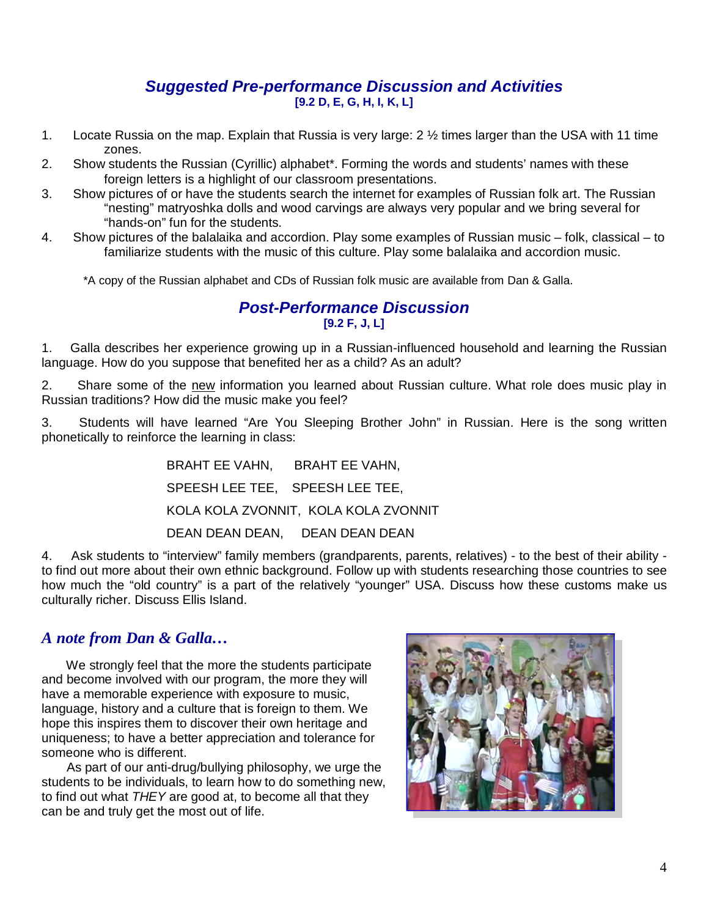## *Suggested Pre-performance Discussion and Activities*

**[9.2 D, E, G, H, I, K, L]**

1. Locate Russia on the map. Explain that Russia is very large: 2 ½ times larger than the USA with 11 time zones.
2. Show students the Russian (Cyrillic) alphabet*. Forming the words and students' names with these foreign letters is a highlight of our classroom presentations.
3. Show pictures of or have the students search the internet for examples of Russian folk art. The Russian "nesting" matryoshka dolls and wood carvings are always very popular and we bring several for "hands-on" fun for the students.
4. Show pictures of the balalaika and accordion. Play some examples of Russian music – folk, classical – to familiarize students with the music of this culture. Play some balalaika and accordion music.

*A copy of the Russian alphabet and CDs of Russian folk music are available from Dan & Galla.

## *Post-Performance Discussion*

**[9.2 F, J, L]**

1. Galla describes her experience growing up in a Russian-influenced household and learning the Russian language. How do you suppose that benefited her as a child? As an adult?

2. Share some of the new information you learned about Russian culture. What role does music play in Russian traditions? How did the music make you feel?

3. Students will have learned "Are You Sleeping Brother John" in Russian. Here is the song written phonetically to reinforce the learning in class:

BRAHT EE VAHN, BRAHT EE VAHN,

SPEESH LEE TEE, SPEESH LEE TEE,

KOLA KOLA ZVONNIT, KOLA KOLA ZVONNIT

DEAN DEAN DEAN, DEAN DEAN DEAN

4. Ask students to "interview" family members (grandparents, parents, relatives) - to the best of their ability - to find out more about their own ethnic background. Follow up with students researching those countries to see how much the "old country" is a part of the relatively "younger" USA. Discuss how these customs make us culturally richer. Discuss Ellis Island.

### *A note from Dan & Galla…*

We strongly feel that the more the students participate and become involved with our program, the more they will have a memorable experience with exposure to music, language, history and a culture that is foreign to them. We hope this inspires them to discover their own heritage and uniqueness; to have a better appreciation and tolerance for someone who is different.

As part of our anti-drug/bullying philosophy, we urge the students to be individuals, to learn how to do something new, to find out what *THEY* are good at, to become all that they can be and truly get the most out of life.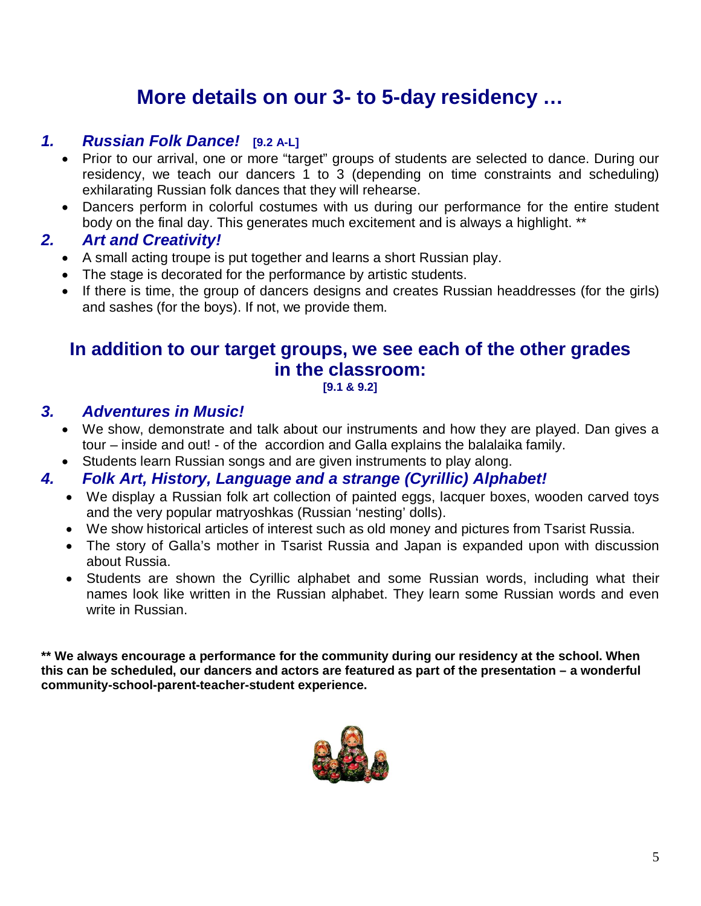# More details on our 3- to 5-day residency …

## 1. *Russian Folk Dance!* [9.2 A-L]

- Prior to our arrival, one or more "target" groups of students are selected to dance. During our residency, we teach our dancers 1 to 3 (depending on time constraints and scheduling) exhilarating Russian folk dances that they will rehearse.
- Dancers perform in colorful costumes with us during our performance for the entire student body on the final day. This generates much excitement and is always a highlight. **

## 2. *Art and Creativity!*

- A small acting troupe is put together and learns a short Russian play.
- The stage is decorated for the performance by artistic students.
- If there is time, the group of dancers designs and creates Russian headdresses (for the girls) and sashes (for the boys). If not, we provide them.

## In addition to our target groups, we see each of the other grades in the classroom:

**[9.1 & 9.2]**

## 3. *Adventures in Music!*

- We show, demonstrate and talk about our instruments and how they are played. Dan gives a tour – inside and out! - of the accordion and Galla explains the balalaika family.
- Students learn Russian songs and are given instruments to play along.

## 4. *Folk Art, History, Language and a strange (Cyrillic) Alphabet!*

- We display a Russian folk art collection of painted eggs, lacquer boxes, wooden carved toys and the very popular matryoshkas (Russian 'nesting' dolls).
- We show historical articles of interest such as old money and pictures from Tsarist Russia.
- The story of Galla's mother in Tsarist Russia and Japan is expanded upon with discussion about Russia.
- Students are shown the Cyrillic alphabet and some Russian words, including what their names look like written in the Russian alphabet. They learn some Russian words and even write in Russian.

**** We always encourage a performance for the community during our residency at the school. When this can be scheduled, our dancers and actors are featured as part of the presentation – a wonderful community-school-parent-teacher-student experience.**